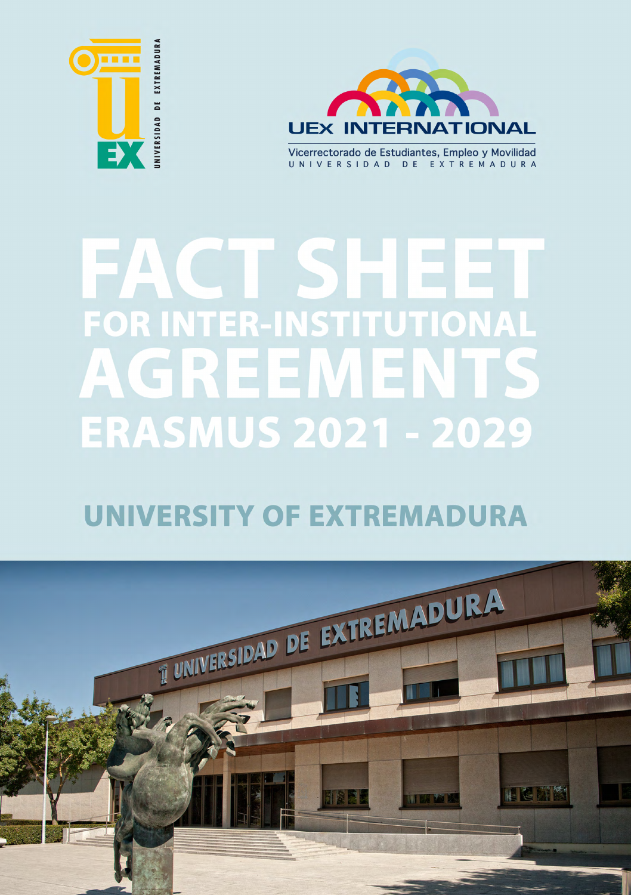UEx INTERNATIONAL

Vicerrectorado de Estudiantes, Empleo y Movilidad
UNIVERSIDAD DE EXTREMADURA

# FACT SHEET FOR INTER-INSTITUTIONAL AGREEMENTS ERASMUS 2021 - 2029

## UNIVERSITY OF EXTREMADURA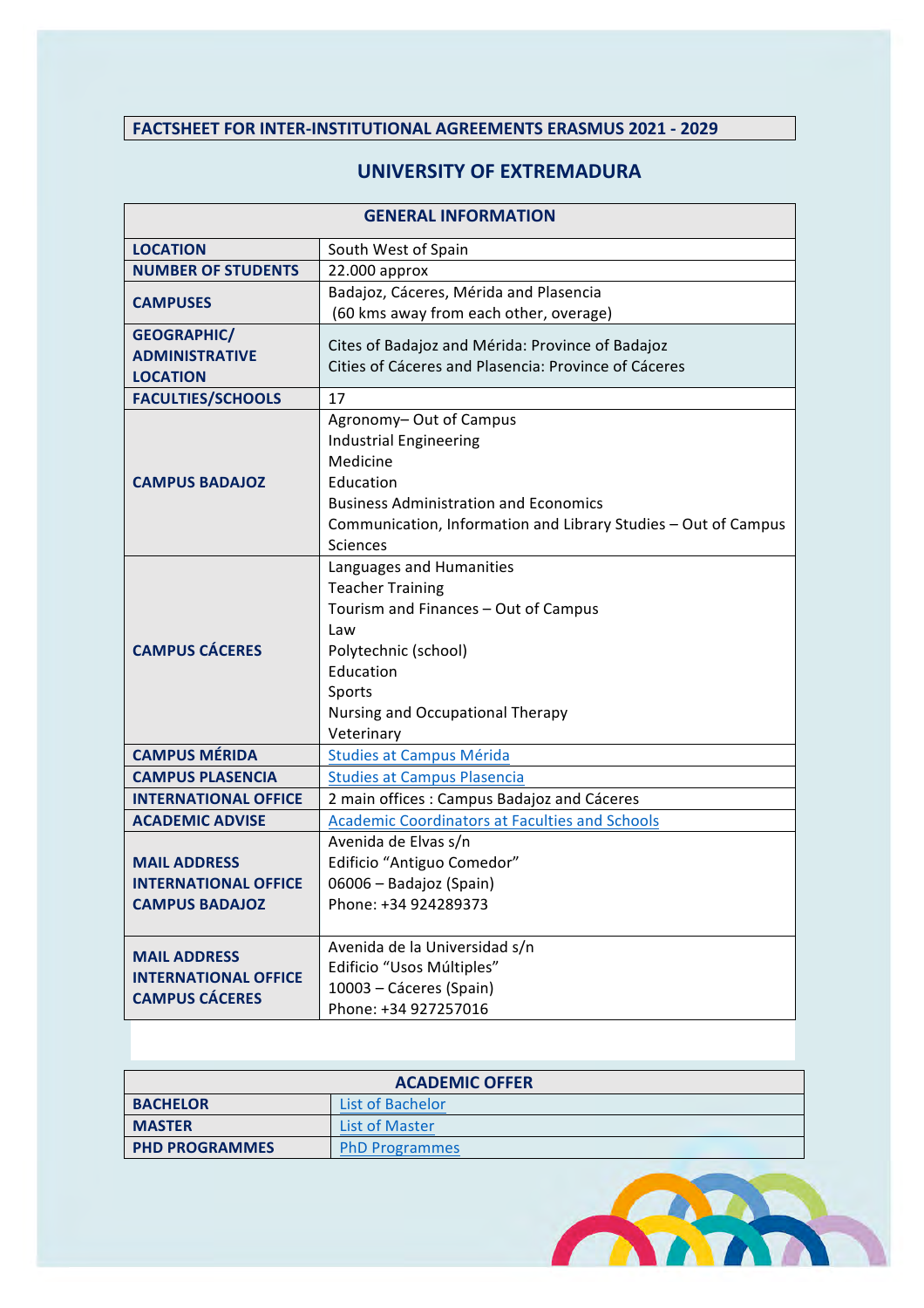**FACTSHEET FOR INTER-INSTITUTIONAL AGREEMENTS ERASMUS 2021 - 2029**

# UNIVERSITY OF EXTREMADURA

| GENERAL INFORMATION | |
|---|---|
| **LOCATION** | South West of Spain |
| **NUMBER OF STUDENTS** | 22.000 approx |
| **CAMPUSES** | Badajoz, Cáceres, Mérida and Plasencia<br>(60 kms away from each other, overage) |
| **GEOGRAPHIC/ ADMINISTRATIVE LOCATION** | Cites of Badajoz and Mérida: Province of Badajoz<br>Cities of Cáceres and Plasencia: Province of Cáceres |
| **FACULTIES/SCHOOLS** | 17 |
| **CAMPUS BADAJOZ** | Agronomy– Out of Campus<br>Industrial Engineering<br>Medicine<br>Education<br>Business Administration and Economics<br>Communication, Information and Library Studies – Out of Campus<br>Sciences |
| **CAMPUS CÁCERES** | Languages and Humanities<br>Teacher Training<br>Tourism and Finances – Out of Campus<br>Law<br>Polytechnic (school)<br>Education<br>Sports<br>Nursing and Occupational Therapy<br>Veterinary |
| **CAMPUS MÉRIDA** | Studies at Campus Mérida |
| **CAMPUS PLASENCIA** | Studies at Campus Plasencia |
| **INTERNATIONAL OFFICE** | 2 main offices : Campus Badajoz and Cáceres |
| **ACADEMIC ADVISE** | Academic Coordinators at Faculties and Schools |
| **MAIL ADDRESS INTERNATIONAL OFFICE CAMPUS BADAJOZ** | Avenida de Elvas s/n<br>Edificio "Antiguo Comedor"<br>06006 – Badajoz (Spain)<br>Phone: +34 924289373 |
| **MAIL ADDRESS INTERNATIONAL OFFICE CAMPUS CÁCERES** | Avenida de la Universidad s/n<br>Edificio "Usos Múltiples"<br>10003 – Cáceres (Spain)<br>Phone: +34 927257016 |

| ACADEMIC OFFER | |
|---|---|
| **BACHELOR** | List of Bachelor |
| **MASTER** | List of Master |
| **PHD PROGRAMMES** | PhD Programmes |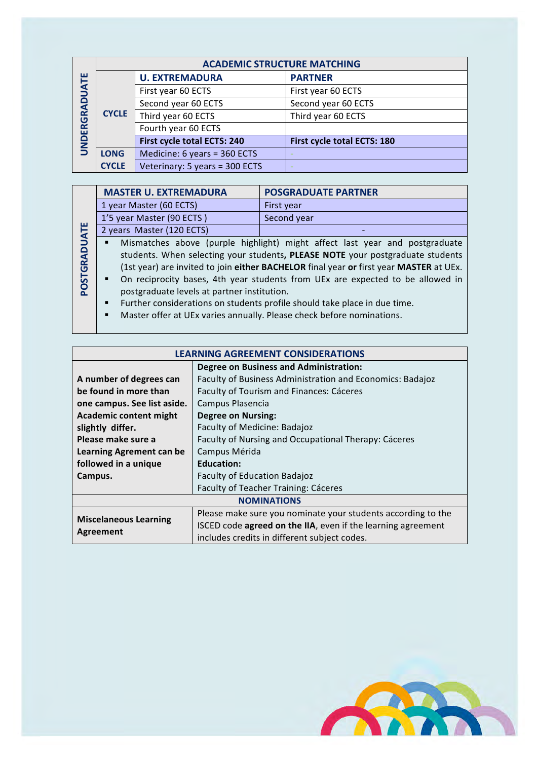| UNDERGRADUATE | ACADEMIC STRUCTURE MATCHING | | |
|---|---|---|---|
| | | **U. EXTREMADURA** | **PARTNER** |
| | **CYCLE** | First year 60 ECTS | First year 60 ECTS |
| | | Second year 60 ECTS | Second year 60 ECTS |
| | | Third year 60 ECTS | Third year 60 ECTS |
| | | Fourth year 60 ECTS | |
| | | **First cycle total ECTS: 240** | **First cycle total ECTS: 180** |
| | **LONG CYCLE** | Medicine: 6 years = 360 ECTS | - |
| | | Veterinary: 5 years = 300 ECTS | - |

| POSTGRADUATE | MASTER U. EXTREMADURA | POSGRADUATE PARTNER |
|---|---|---|
| | 1 year Master (60 ECTS) | First year |
| | 1'5 year Master (90 ECTS ) | Second year |
| | 2 years Master (120 ECTS) | - |

- Mismatches above (purple highlight) might affect last year and postgraduate students. When selecting your students**, PLEASE NOTE** your postgraduate students (1st year) are invited to join **either BACHELOR** final year **or** first year **MASTER** at UEx.
- On reciprocity bases, 4th year students from UEx are expected to be allowed in postgraduate levels at partner institution.
- Further considerations on students profile should take place in due time.
- Master offer at UEx varies annually. Please check before nominations.

| LEARNING AGREEMENT CONSIDERATIONS | |
|---|---|
| **A number of degrees can be found in more than one campus. See list aside. Academic content might slightly differ. Please make sure a Learning Agrement can be followed in a unique Campus.** | **Degree on Business and Administration:**<br>Faculty of Business Administration and Economics: Badajoz<br>Faculty of Tourism and Finances: Cáceres<br>Campus Plasencia<br>**Degree on Nursing:**<br>Faculty of Medicine: Badajoz<br>Faculty of Nursing and Occupational Therapy: Cáceres<br>Campus Mérida<br>**Education:**<br>Faculty of Education Badajoz<br>Faculty of Teacher Training: Cáceres |
| **NOMINATIONS** | |
| **Miscelaneous Learning Agreement** | Please make sure you nominate your students according to the ISCED code **agreed on the IIA**, even if the learning agreement includes credits in different subject codes. |